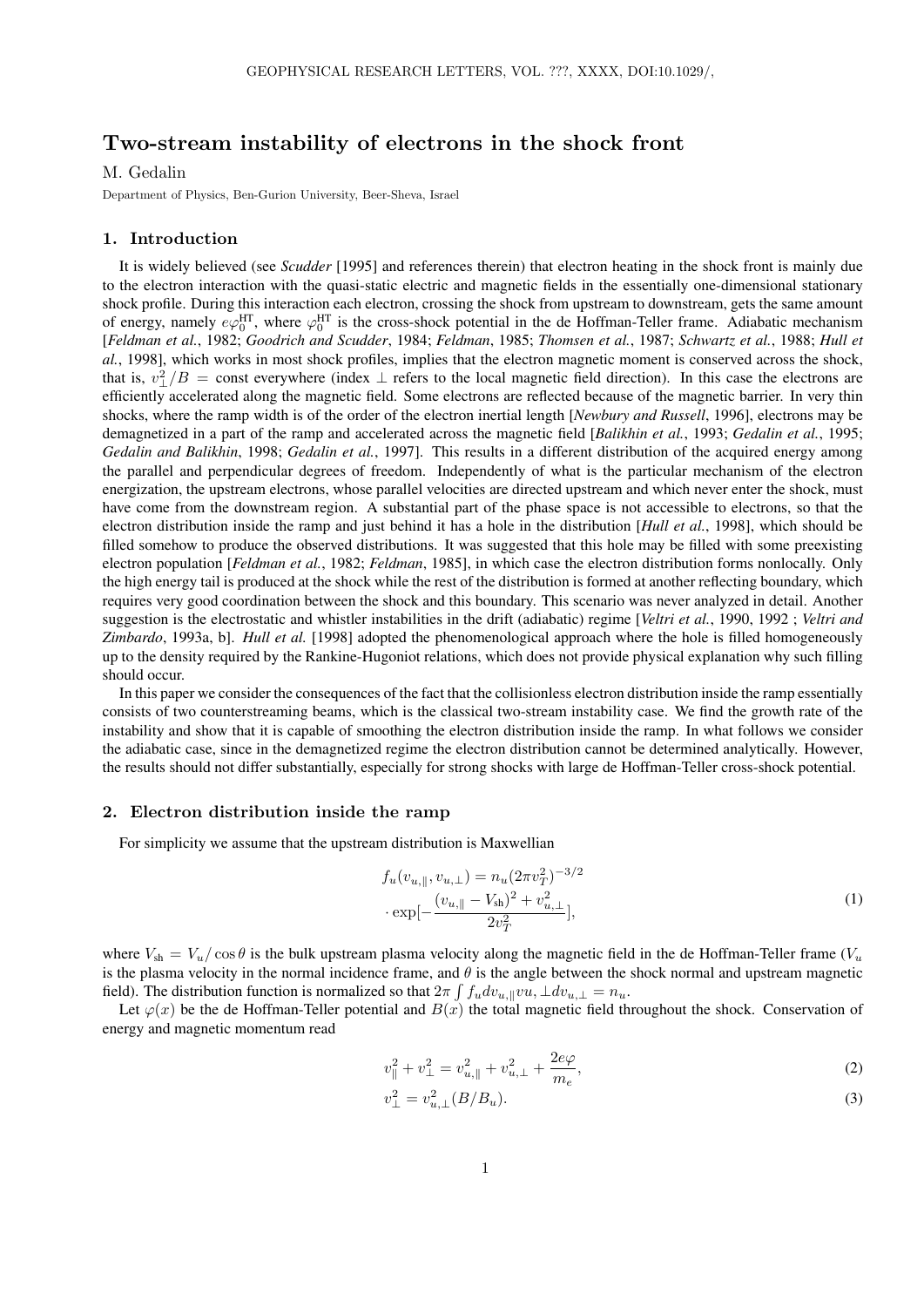# Two-stream instability of electrons in the shock front

M. Gedalin

Department of Physics, Ben-Gurion University, Beer-Sheva, Israel

## 1. Introduction

It is widely believed (see *Scudder* [1995] and references therein) that electron heating in the shock front is mainly due to the electron interaction with the quasi-static electric and magnetic fields in the essentially one-dimensional stationary shock profile. During this interaction each electron, crossing the shock from upstream to downstream, gets the same amount of energy, namely $e\varphi_0^{\mathrm{HT}}$, where $\varphi_0^{\mathrm{HT}}$ is the cross-shock potential in the de Hoffman-Teller frame. Adiabatic mechanism [*Feldman et al.*, 1982; *Goodrich and Scudder*, 1984; *Feldman*, 1985; *Thomsen et al.*, 1987; *Schwartz et al.*, 1988; *Hull et al.*, 1998], which works in most shock profiles, implies that the electron magnetic moment is conserved across the shock, that is, $v_\perp^2/B = $ const everywhere (index $\perp$ refers to the local magnetic field direction). In this case the electrons are efficiently accelerated along the magnetic field. Some electrons are reflected because of the magnetic barrier. In very thin shocks, where the ramp width is of the order of the electron inertial length [*Newbury and Russell*, 1996], electrons may be demagnetized in a part of the ramp and accelerated across the magnetic field [*Balikhin et al.*, 1993; *Gedalin et al.*, 1995; *Gedalin and Balikhin*, 1998; *Gedalin et al.*, 1997]. This results in a different distribution of the acquired energy among the parallel and perpendicular degrees of freedom. Independently of what is the particular mechanism of the electron energization, the upstream electrons, whose parallel velocities are directed upstream and which never enter the shock, must have come from the downstream region. A substantial part of the phase space is not accessible to electrons, so that the electron distribution inside the ramp and just behind it has a hole in the distribution [*Hull et al.*, 1998], which should be filled somehow to produce the observed distributions. It was suggested that this hole may be filled with some preexisting electron population [*Feldman et al.*, 1982; *Feldman*, 1985], in which case the electron distribution forms nonlocally. Only the high energy tail is produced at the shock while the rest of the distribution is formed at another reflecting boundary, which requires very good coordination between the shock and this boundary. This scenario was never analyzed in detail. Another suggestion is the electrostatic and whistler instabilities in the drift (adiabatic) regime [*Veltri et al.*, 1990, 1992 ; *Veltri and Zimbardo*, 1993a, b]. *Hull et al.* [1998] adopted the phenomenological approach where the hole is filled homogeneously up to the density required by the Rankine-Hugoniot relations, which does not provide physical explanation why such filling should occur.

In this paper we consider the consequences of the fact that the collisionless electron distribution inside the ramp essentially consists of two counterstreaming beams, which is the classical two-stream instability case. We find the growth rate of the instability and show that it is capable of smoothing the electron distribution inside the ramp. In what follows we consider the adiabatic case, since in the demagnetized regime the electron distribution cannot be determined analytically. However, the results should not differ substantially, especially for strong shocks with large de Hoffman-Teller cross-shock potential.

## 2. Electron distribution inside the ramp

For simplicity we assume that the upstream distribution is Maxwellian

$$
\begin{aligned}
f_u(v_{u,\parallel}, v_{u,\perp}) &= n_u(2\pi v_T^2)^{-3/2} \\
&\cdot \exp[-\frac{(v_{u,\parallel} - V_{\mathrm{sh}})^2 + v_{u,\perp}^2}{2v_T^2}],
\end{aligned}
\tag{1}
$$

where $V_{\mathrm{sh}} = V_u/\cos\theta$ is the bulk upstream plasma velocity along the magnetic field in the de Hoffman-Teller frame ($V_u$ is the plasma velocity in the normal incidence frame, and $\theta$ is the angle between the shock normal and upstream magnetic field). The distribution function is normalized so that $2\pi \int f_u dv_{u,\parallel} vu, \perp dv_{u,\perp} = n_u$.

Let $\varphi(x)$ be the de Hoffman-Teller potential and $B(x)$ the total magnetic field throughout the shock. Conservation of energy and magnetic momentum read

$$
v_\parallel^2 + v_\perp^2 = v_{u,\parallel}^2 + v_{u,\perp}^2 + \frac{2e\varphi}{m_e},
\tag{2}
$$

$$
v_\perp^2 = v_{u,\perp}^2(B/B_u).
\tag{3}
$$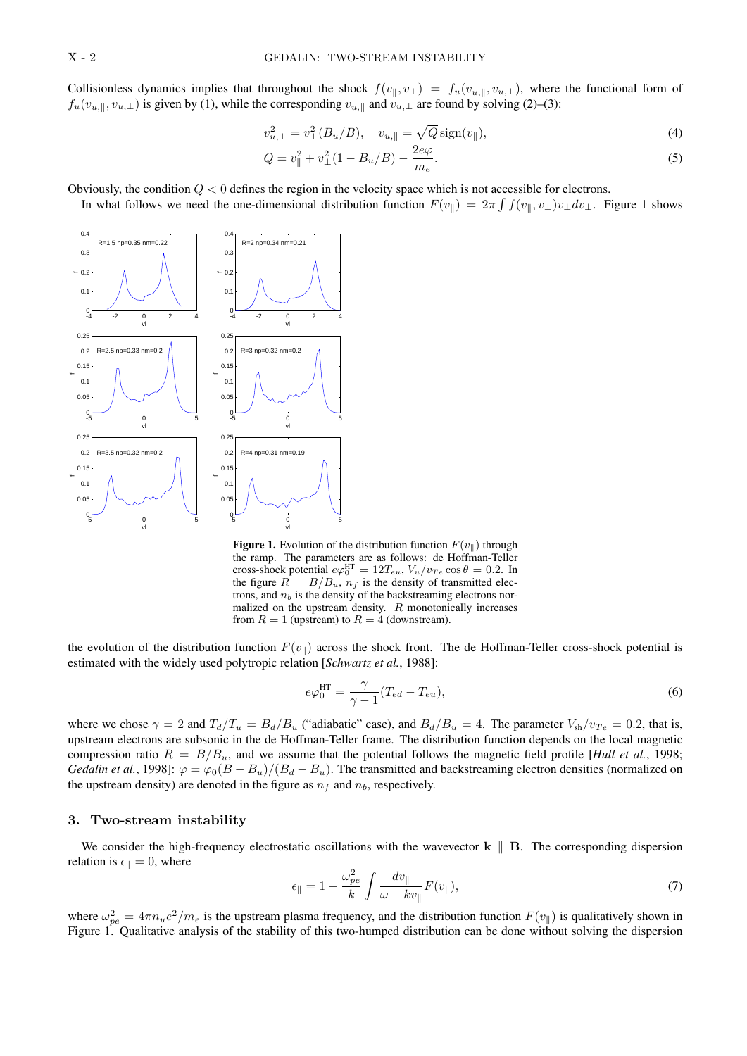Collisionless dynamics implies that throughout the shock $f(v_\|, v_\perp) = f_u(v_{u,\|}, v_{u,\perp})$, where the functional form of $f_u(v_{u,\|}, v_{u,\perp})$ is given by (1), while the corresponding $v_{u,\|}$ and $v_{u,\perp}$ are found by solving (2)–(3):

$$v_{u,\perp}^2 = v_\perp^2 (B_u/B), \quad v_{u,\|} = \sqrt{Q}\,\mathrm{sign}(v_\|), \tag{4}$$

$$Q = v_\|^2 + v_\perp^2 (1 - B_u/B) - \frac{2e\varphi}{m_e}. \tag{5}$$

Obviously, the condition $Q < 0$ defines the region in the velocity space which is not accessible for electrons.

In what follows we need the one-dimensional distribution function $F(v_\|) = 2\pi \int f(v_\|, v_\perp) v_\perp dv_\perp$. Figure 1 shows the evolution of the distribution function $F(v_\|)$ across the shock front. The de Hoffman-Teller cross-shock potential is estimated with the widely used polytropic relation [*Schwartz et al.*, 1988]:

R=1.5 np=0.35 nm=0.22

R=2 np=0.34 nm=0.21

R=2.5 np=0.33 nm=0.2

R=3 np=0.32 nm=0.2

R=3.5 np=0.32 nm=0.2

R=4 np=0.31 nm=0.19

**Figure 1.** Evolution of the distribution function $F(v_\|)$ through the ramp. The parameters are as follows: de Hoffman-Teller cross-shock potential $e\varphi_0^{\mathrm{HT}} = 12T_{eu}$, $V_u/v_{Te}\cos\theta = 0.2$. In the figure $R = B/B_u$, $n_f$ is the density of transmitted electrons, and $n_b$ is the density of the backstreaming electrons normalized on the upstream density. $R$ monotonically increases from $R = 1$ (upstream) to $R = 4$ (downstream).

$$e\varphi_0^{\mathrm{HT}} = \frac{\gamma}{\gamma - 1}(T_{ed} - T_{eu}), \tag{6}$$

where we chose $\gamma = 2$ and $T_d/T_u = B_d/B_u$ ("adiabatic" case), and $B_d/B_u = 4$. The parameter $V_{\mathrm{sh}}/v_{Te} = 0.2$, that is, upstream electrons are subsonic in the de Hoffman-Teller frame. The distribution function depends on the local magnetic compression ratio $R = B/B_u$, and we assume that the potential follows the magnetic field profile [*Hull et al.*, 1998; *Gedalin et al.*, 1998]: $\varphi = \varphi_0(B - B_u)/(B_d - B_u)$. The transmitted and backstreaming electron densities (normalized on the upstream density) are denoted in the figure as $n_f$ and $n_b$, respectively.

## 3. Two-stream instability

We consider the high-frequency electrostatic oscillations with the wavevector $\mathbf{k} \parallel \mathbf{B}$. The corresponding dispersion relation is $\epsilon_\| = 0$, where

$$\epsilon_\| = 1 - \frac{\omega_{pe}^2}{k} \int \frac{dv_\|}{\omega - kv_\|} F(v_\|), \tag{7}$$

where $\omega_{pe}^2 = 4\pi n_u e^2/m_e$ is the upstream plasma frequency, and the distribution function $F(v_\|)$ is qualitatively shown in Figure 1. Qualitative analysis of the stability of this two-humped distribution can be done without solving the dispersion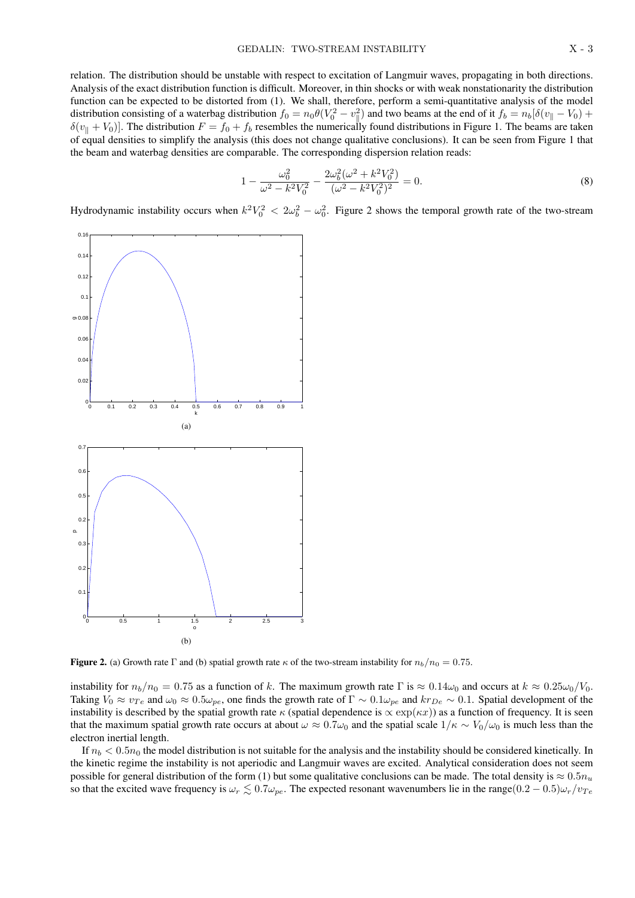relation. The distribution should be unstable with respect to excitation of Langmuir waves, propagating in both directions. Analysis of the exact distribution function is difficult. Moreover, in thin shocks or with weak nonstationarity the distribution function can be expected to be distorted from (1). We shall, therefore, perform a semi-quantitative analysis of the model distribution consisting of a waterbag distribution $f_0 = n_0\theta(V_0^2 - v_\parallel^2)$ and two beams at the end of it $f_b = n_b[\delta(v_\parallel - V_0) + \delta(v_\parallel + V_0)]$. The distribution $F = f_0 + f_b$ resembles the numerically found distributions in Figure 1. The beams are taken of equal densities to simplify the analysis (this does not change qualitative conclusions). It can be seen from Figure 1 that the beam and waterbag densities are comparable. The corresponding dispersion relation reads:

$$1 - \frac{\omega_0^2}{\omega^2 - k^2V_0^2} - \frac{2\omega_b^2(\omega^2 + k^2V_0^2)}{(\omega^2 - k^2V_0^2)^2} = 0. \tag{8}$$

Hydrodynamic instability occurs when $k^2V_0^2 < 2\omega_b^2 - \omega_0^2$. Figure 2 shows the temporal growth rate of the two-stream

g
0.16
0.14
0.12
0.1
0.08
0.06
0.04
0.02
0
0 0.1 0.2 0.3 0.4 0.5 0.6 0.7 0.8 0.9 1
k

(a)

p
0.7
0.6
0.5
0.2
0.3
0.2
0.1
0
0 0.5 1 1.5 2 2.5 3
o

(b)

**Figure 2.** (a) Growth rate $\Gamma$ and (b) spatial growth rate $\kappa$ of the two-stream instability for $n_b/n_0 = 0.75$.

instability for $n_b/n_0 = 0.75$ as a function of $k$. The maximum growth rate $\Gamma$ is $\approx 0.14\omega_0$ and occurs at $k \approx 0.25\omega_0/V_0$. Taking $V_0 \approx v_{Te}$ and $\omega_0 \approx 0.5\omega_{pe}$, one finds the growth rate of $\Gamma \sim 0.1\omega_{pe}$ and $kr_{De} \sim 0.1$. Spatial development of the instability is described by the spatial growth rate $\kappa$ (spatial dependence is $\propto \exp(\kappa x)$) as a function of frequency. It is seen that the maximum spatial growth rate occurs at about $\omega \approx 0.7\omega_0$ and the spatial scale $1/\kappa \sim V_0/\omega_0$ is much less than the electron inertial length.

If $n_b < 0.5n_0$ the model distribution is not suitable for the analysis and the instability should be considered kinetically. In the kinetic regime the instability is not aperiodic and Langmuir waves are excited. Analytical consideration does not seem possible for general distribution of the form (1) but some qualitative conclusions can be made. The total density is $\approx 0.5n_u$ so that the excited wave frequency is $\omega_r \lesssim 0.7\omega_{pe}$. The expected resonant wavenumbers lie in the range$(0.2 - 0.5)\omega_r/v_{Te}$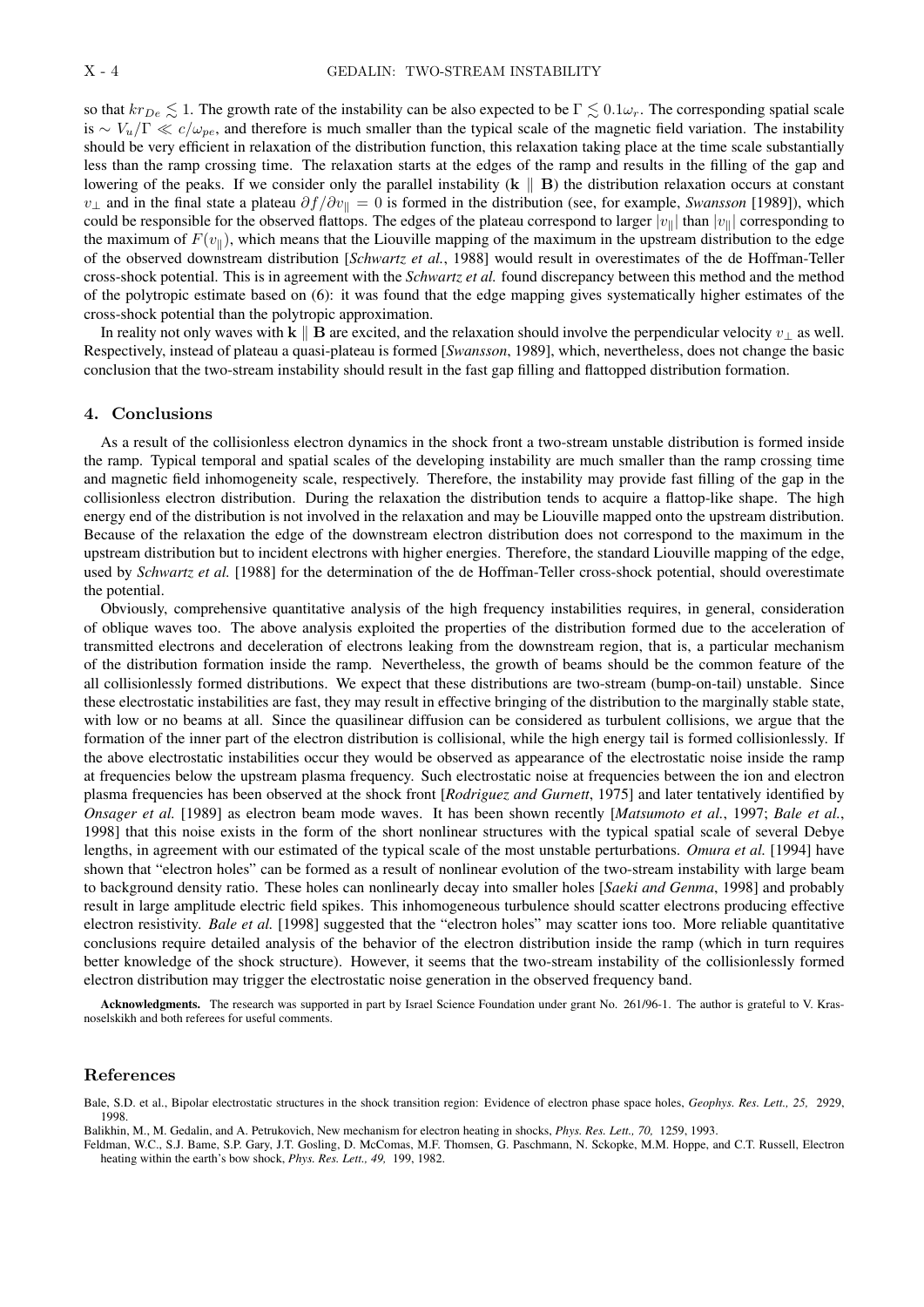so that $kr_{De} \lesssim 1$. The growth rate of the instability can be also expected to be $\Gamma \lesssim 0.1\omega_r$. The corresponding spatial scale is $\sim V_u/\Gamma \ll c/\omega_{pe}$, and therefore is much smaller than the typical scale of the magnetic field variation. The instability should be very efficient in relaxation of the distribution function, this relaxation taking place at the time scale substantially less than the ramp crossing time. The relaxation starts at the edges of the ramp and results in the filling of the gap and lowering of the peaks. If we consider only the parallel instability ($\mathbf{k} \parallel \mathbf{B}$) the distribution relaxation occurs at constant $v_\perp$ and in the final state a plateau $\partial f/\partial v_\parallel = 0$ is formed in the distribution (see, for example, *Swansson* [1989]), which could be responsible for the observed flattops. The edges of the plateau correspond to larger $|v_\parallel|$ than $|v_\parallel|$ corresponding to the maximum of $F(v_\parallel)$, which means that the Liouville mapping of the maximum in the upstream distribution to the edge of the observed downstream distribution [*Schwartz et al.*, 1988] would result in overestimates of the de Hoffman-Teller cross-shock potential. This is in agreement with the *Schwartz et al.* found discrepancy between this method and the method of the polytropic estimate based on (6): it was found that the edge mapping gives systematically higher estimates of the cross-shock potential than the polytropic approximation.

In reality not only waves with $\mathbf{k} \parallel \mathbf{B}$ are excited, and the relaxation should involve the perpendicular velocity $v_\perp$ as well. Respectively, instead of plateau a quasi-plateau is formed [*Swansson*, 1989], which, nevertheless, does not change the basic conclusion that the two-stream instability should result in the fast gap filling and flattopped distribution formation.

## 4. Conclusions

As a result of the collisionless electron dynamics in the shock front a two-stream unstable distribution is formed inside the ramp. Typical temporal and spatial scales of the developing instability are much smaller than the ramp crossing time and magnetic field inhomogeneity scale, respectively. Therefore, the instability may provide fast filling of the gap in the collisionless electron distribution. During the relaxation the distribution tends to acquire a flattop-like shape. The high energy end of the distribution is not involved in the relaxation and may be Liouville mapped onto the upstream distribution. Because of the relaxation the edge of the downstream electron distribution does not correspond to the maximum in the upstream distribution but to incident electrons with higher energies. Therefore, the standard Liouville mapping of the edge, used by *Schwartz et al.* [1988] for the determination of the de Hoffman-Teller cross-shock potential, should overestimate the potential.

Obviously, comprehensive quantitative analysis of the high frequency instabilities requires, in general, consideration of oblique waves too. The above analysis exploited the properties of the distribution formed due to the acceleration of transmitted electrons and deceleration of electrons leaking from the downstream region, that is, a particular mechanism of the distribution formation inside the ramp. Nevertheless, the growth of beams should be the common feature of the all collisionlessly formed distributions. We expect that these distributions are two-stream (bump-on-tail) unstable. Since these electrostatic instabilities are fast, they may result in effective bringing of the distribution to the marginally stable state, with low or no beams at all. Since the quasilinear diffusion can be considered as turbulent collisions, we argue that the formation of the inner part of the electron distribution is collisional, while the high energy tail is formed collisionlessly. If the above electrostatic instabilities occur they would be observed as appearance of the electrostatic noise inside the ramp at frequencies below the upstream plasma frequency. Such electrostatic noise at frequencies between the ion and electron plasma frequencies has been observed at the shock front [*Rodriguez and Gurnett*, 1975] and later tentatively identified by *Onsager et al.* [1989] as electron beam mode waves. It has been shown recently [*Matsumoto et al.*, 1997; *Bale et al.*, 1998] that this noise exists in the form of the short nonlinear structures with the typical spatial scale of several Debye lengths, in agreement with our estimated of the typical scale of the most unstable perturbations. *Omura et al.* [1994] have shown that "electron holes" can be formed as a result of nonlinear evolution of the two-stream instability with large beam to background density ratio. These holes can nonlinearly decay into smaller holes [*Saeki and Genma*, 1998] and probably result in large amplitude electric field spikes. This inhomogeneous turbulence should scatter electrons producing effective electron resistivity. *Bale et al.* [1998] suggested that the "electron holes" may scatter ions too. More reliable quantitative conclusions require detailed analysis of the behavior of the electron distribution inside the ramp (which in turn requires better knowledge of the shock structure). However, it seems that the two-stream instability of the collisionlessly formed electron distribution may trigger the electrostatic noise generation in the observed frequency band.

**Acknowledgments.** The research was supported in part by Israel Science Foundation under grant No. 261/96-1. The author is grateful to V. Krasnoselskikh and both referees for useful comments.

## References

Bale, S.D. et al., Bipolar electrostatic structures in the shock transition region: Evidence of electron phase space holes, *Geophys. Res. Lett., 25,* 2929, 1998.

Balikhin, M., M. Gedalin, and A. Petrukovich, New mechanism for electron heating in shocks, *Phys. Res. Lett., 70,* 1259, 1993.

Feldman, W.C., S.J. Bame, S.P. Gary, J.T. Gosling, D. McComas, M.F. Thomsen, G. Paschmann, N. Sckopke, M.M. Hoppe, and C.T. Russell, Electron heating within the earth's bow shock, *Phys. Res. Lett., 49,* 199, 1982.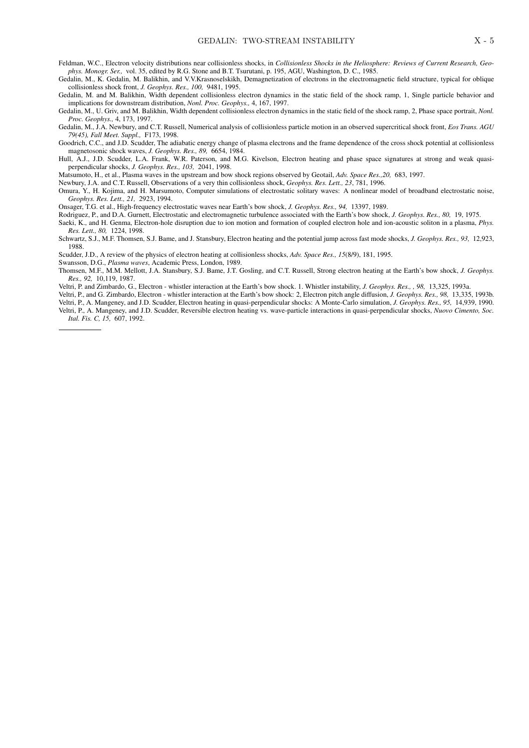Feldman, W.C., Electron velocity distributions near collisionless shocks, in *Collisionless Shocks in the Heliosphere: Reviews of Current Research, Geophys. Monogr. Ser.,* vol. 35, edited by R.G. Stone and B.T. Tsurutani, p. 195, AGU, Washington, D. C., 1985.

Gedalin, M., K. Gedalin, M. Balikhin, and V.V.Krasnoselskikh, Demagnetization of electrons in the electromagnetic field structure, typical for oblique collisionless shock front, *J. Geophys. Res., 100,* 9481, 1995.

Gedalin, M. and M. Balikhin, Width dependent collisionless electron dynamics in the static field of the shock ramp, 1, Single particle behavior and implications for downstream distribution, *Nonl. Proc. Geophys.,* 4, 167, 1997.

Gedalin, M., U. Griv, and M. Balikhin, Width dependent collisionless electron dynamics in the static field of the shock ramp, 2, Phase space portrait, *Nonl. Proc. Geophys.,* 4, 173, 1997.

Gedalin, M., J.A. Newbury, and C.T. Russell, Numerical analysis of collisionless particle motion in an observed supercritical shock front, *Eos Trans. AGU 79(45), Fall Meet. Suppl.,* F173, 1998.

Goodrich, C.C., and J.D. Scudder, The adiabatic energy change of plasma electrons and the frame dependence of the cross shock potential at collisionless magnetosonic shock waves, *J. Geophys. Res., 89,* 6654, 1984.

Hull, A.J., J.D. Scudder, L.A. Frank, W.R. Paterson, and M.G. Kivelson, Electron heating and phase space signatures at strong and weak quasi-perpendicular shocks, *J. Geophys. Res., 103,* 2041, 1998.

Matsumoto, H., et al., Plasma waves in the upstream and bow shock regions observed by Geotail, *Adv. Space Res.,20,* 683, 1997.

Newbury, J.A. and C.T. Russell, Observations of a very thin collisionless shock, *Geophys. Res. Lett., 23*, 781, 1996.

Omura, Y., H. Kojima, and H. Marsumoto, Computer simulations of electrostatic solitary waves: A nonlinear model of broadband electrostatic noise, *Geophys. Res. Lett., 21,* 2923, 1994.

Onsager, T.G. et al., High-frequency electrostatic waves near Earth's bow shock, *J. Geophys. Res., 94,* 13397, 1989.

Rodriguez, P., and D.A. Gurnett, Electrostatic and electromagnetic turbulence associated with the Earth's bow shock, *J. Geophys. Res., 80,* 19, 1975.

Saeki, K., and H. Genma, Electron-hole disruption due to ion motion and formation of coupled electron hole and ion-acoustic soliton in a plasma, *Phys. Res. Lett., 80,* 1224, 1998.

Schwartz, S.J., M.F. Thomsen, S.J. Bame, and J. Stansbury, Electron heating and the potential jump across fast mode shocks, *J. Geophys. Res., 93,* 12,923, 1988.

Scudder, J.D., A review of the physics of electron heating at collisionless shocks, *Adv. Space Res., 15*(8/9), 181, 1995.

Swansson, D.G., *Plasma waves*, Academic Press, London, 1989.

Thomsen, M.F., M.M. Mellott, J.A. Stansbury, S.J. Bame, J.T. Gosling, and C.T. Russell, Strong electron heating at the Earth's bow shock, *J. Geophys. Res., 92,* 10,119, 1987.

Veltri, P. and Zimbardo, G., Electron - whistler interaction at the Earth's bow shock. 1. Whistler instability, *J. Geophys. Res., , 98,* 13,325, 1993a.

Veltri, P., and G. Zimbardo, Electron - whistler interaction at the Earth's bow shock: 2, Electron pitch angle diffusion, *J. Geophys. Res., 98,* 13,335, 1993b.

Veltri, P., A. Mangeney, and J.D. Scudder, Electron heating in quasi-perpendicular shocks: A Monte-Carlo simulation, *J. Geophys. Res., 95,* 14,939, 1990.

Veltri, P., A. Mangeney, and J.D. Scudder, Reversible electron heating vs. wave-particle interactions in quasi-perpendicular shocks, *Nuovo Cimento, Soc. Ital. Fis. C, 15,* 607, 1992.